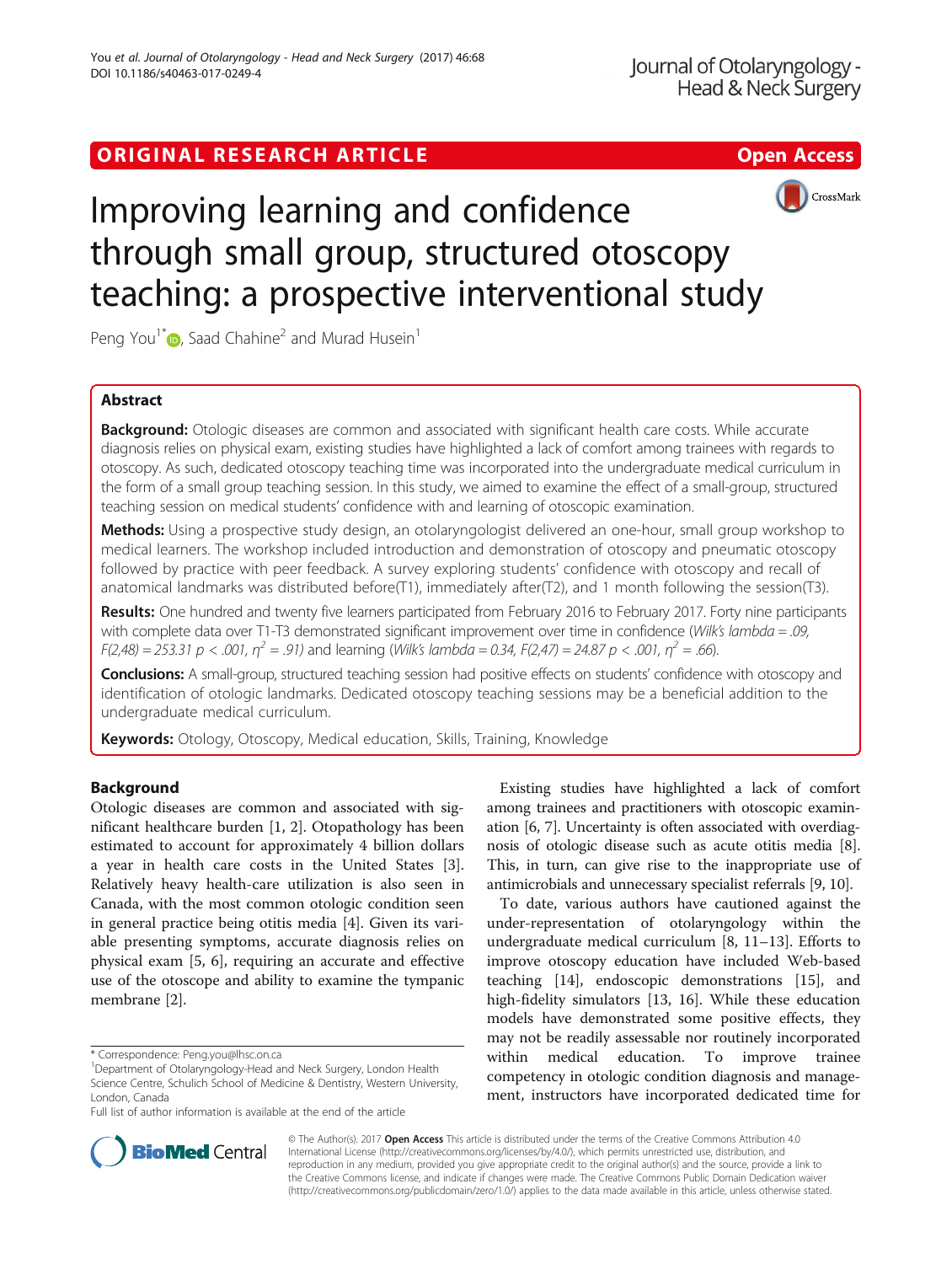# Improving learning and confidence through small group, structured otoscopy teaching: a prospective interventional study

Peng You[1*], Saad Chahine[2] and Murad Husein[1]

## Abstract

**Background:** Otologic diseases are common and associated with significant health care costs. While accurate diagnosis relies on physical exam, existing studies have highlighted a lack of comfort among trainees with regards to otoscopy. As such, dedicated otoscopy teaching time was incorporated into the undergraduate medical curriculum in the form of a small group teaching session. In this study, we aimed to examine the effect of a small-group, structured teaching session on medical students' confidence with and learning of otoscopic examination.

**Methods:** Using a prospective study design, an otolaryngologist delivered an one-hour, small group workshop to medical learners. The workshop included introduction and demonstration of otoscopy and pneumatic otoscopy followed by practice with peer feedback. A survey exploring students' confidence with otoscopy and recall of anatomical landmarks was distributed before(T1), immediately after(T2), and 1 month following the session(T3).

**Results:** One hundred and twenty five learners participated from February 2016 to February 2017. Forty nine participants with complete data over T1-T3 demonstrated significant improvement over time in confidence (*Wilk's lambda = .09, $F(2,48) = 253.31$ $p < .001$, $\eta^2 = .91$*) and learning (*Wilk's lambda = 0.34, $F(2,47) = 24.87$ $p < .001$, $\eta^2 = .66$*).

**Conclusions:** A small-group, structured teaching session had positive effects on students' confidence with otoscopy and identification of otologic landmarks. Dedicated otoscopy teaching sessions may be a beneficial addition to the undergraduate medical curriculum.

**Keywords:** Otology, Otoscopy, Medical education, Skills, Training, Knowledge

## Background

Otologic diseases are common and associated with significant healthcare burden [1, 2]. Otopathology has been estimated to account for approximately 4 billion dollars a year in health care costs in the United States [3]. Relatively heavy health-care utilization is also seen in Canada, with the most common otologic condition seen in general practice being otitis media [4]. Given its variable presenting symptoms, accurate diagnosis relies on physical exam [5, 6], requiring an accurate and effective use of the otoscope and ability to examine the tympanic membrane [2].

Existing studies have highlighted a lack of comfort among trainees and practitioners with otoscopic examination [6, 7]. Uncertainty is often associated with overdiagnosis of otologic disease such as acute otitis media [8]. This, in turn, can give rise to the inappropriate use of antimicrobials and unnecessary specialist referrals [9, 10].

To date, various authors have cautioned against the under-representation of otolaryngology within the undergraduate medical curriculum [8, 11–13]. Efforts to improve otoscopy education have included Web-based teaching [14], endoscopic demonstrations [15], and high-fidelity simulators [13, 16]. While these education models have demonstrated some positive effects, they may not be readily assessable nor routinely incorporated within medical education. To improve trainee competency in otologic condition diagnosis and management, instructors have incorporated dedicated time for

\* Correspondence: Peng.you@lhsc.on.ca

[1]Department of Otolaryngology-Head and Neck Surgery, London Health Science Centre, Schulich School of Medicine & Dentistry, Western University, London, Canada

Full list of author information is available at the end of the article

© The Author(s). 2017 **Open Access** This article is distributed under the terms of the Creative Commons Attribution 4.0 International License (http://creativecommons.org/licenses/by/4.0/), which permits unrestricted use, distribution, and reproduction in any medium, provided you give appropriate credit to the original author(s) and the source, provide a link to the Creative Commons license, and indicate if changes were made. The Creative Commons Public Domain Dedication waiver (http://creativecommons.org/publicdomain/zero/1.0/) applies to the data made available in this article, unless otherwise stated.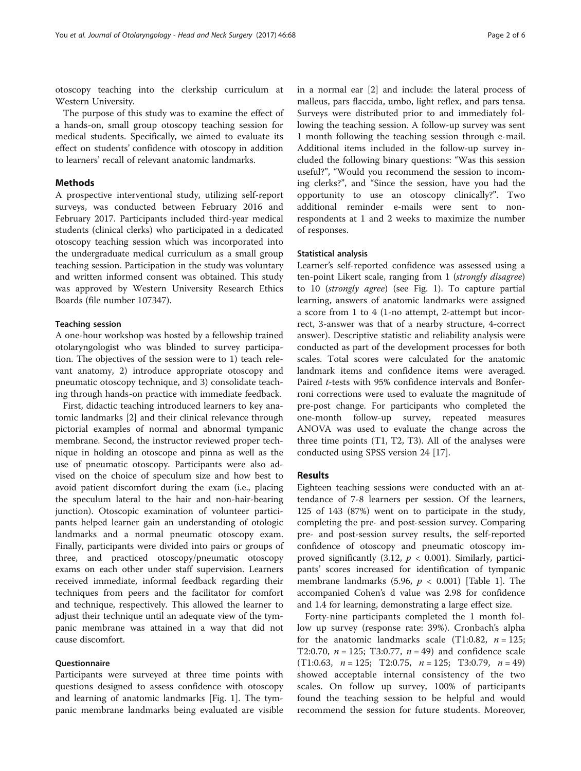otoscopy teaching into the clerkship curriculum at Western University.

The purpose of this study was to examine the effect of a hands-on, small group otoscopy teaching session for medical students. Specifically, we aimed to evaluate its effect on students' confidence with otoscopy in addition to learners' recall of relevant anatomic landmarks.

## Methods

A prospective interventional study, utilizing self-report surveys, was conducted between February 2016 and February 2017. Participants included third-year medical students (clinical clerks) who participated in a dedicated otoscopy teaching session which was incorporated into the undergraduate medical curriculum as a small group teaching session. Participation in the study was voluntary and written informed consent was obtained. This study was approved by Western University Research Ethics Boards (file number 107347).

### Teaching session

A one-hour workshop was hosted by a fellowship trained otolaryngologist who was blinded to survey participation. The objectives of the session were to 1) teach relevant anatomy, 2) introduce appropriate otoscopy and pneumatic otoscopy technique, and 3) consolidate teaching through hands-on practice with immediate feedback.

First, didactic teaching introduced learners to key anatomic landmarks [2] and their clinical relevance through pictorial examples of normal and abnormal tympanic membrane. Second, the instructor reviewed proper technique in holding an otoscope and pinna as well as the use of pneumatic otoscopy. Participants were also advised on the choice of speculum size and how best to avoid patient discomfort during the exam (i.e., placing the speculum lateral to the hair and non-hair-bearing junction). Otoscopic examination of volunteer participants helped learner gain an understanding of otologic landmarks and a normal pneumatic otoscopy exam. Finally, participants were divided into pairs or groups of three, and practiced otoscopy/pneumatic otoscopy exams on each other under staff supervision. Learners received immediate, informal feedback regarding their techniques from peers and the facilitator for comfort and technique, respectively. This allowed the learner to adjust their technique until an adequate view of the tympanic membrane was attained in a way that did not cause discomfort.

### Questionnaire

Participants were surveyed at three time points with questions designed to assess confidence with otoscopy and learning of anatomic landmarks [Fig. 1]. The tympanic membrane landmarks being evaluated are visible in a normal ear [2] and include: the lateral process of malleus, pars flaccida, umbo, light reflex, and pars tensa. Surveys were distributed prior to and immediately following the teaching session. A follow-up survey was sent 1 month following the teaching session through e-mail. Additional items included in the follow-up survey included the following binary questions: "Was this session useful?", "Would you recommend the session to incoming clerks?", and "Since the session, have you had the opportunity to use an otoscopy clinically?". Two additional reminder e-mails were sent to non-respondents at 1 and 2 weeks to maximize the number of responses.

### Statistical analysis

Learner's self-reported confidence was assessed using a ten-point Likert scale, ranging from 1 (*strongly disagree*) to 10 (*strongly agree*) (see Fig. 1). To capture partial learning, answers of anatomic landmarks were assigned a score from 1 to 4 (1-no attempt, 2-attempt but incorrect, 3-answer was that of a nearby structure, 4-correct answer). Descriptive statistic and reliability analysis were conducted as part of the development processes for both scales. Total scores were calculated for the anatomic landmark items and confidence items were averaged. Paired *t*-tests with 95% confidence intervals and Bonferroni corrections were used to evaluate the magnitude of pre-post change. For participants who completed the one-month follow-up survey, repeated measures ANOVA was used to evaluate the change across the three time points (T1, T2, T3). All of the analyses were conducted using SPSS version 24 [17].

## Results

Eighteen teaching sessions were conducted with an attendance of 7-8 learners per session. Of the learners, 125 of 143 (87%) went on to participate in the study, completing the pre- and post-session survey. Comparing pre- and post-session survey results, the self-reported confidence of otoscopy and pneumatic otoscopy improved significantly (3.12, $p < 0.001$). Similarly, participants' scores increased for identification of tympanic membrane landmarks (5.96, $p < 0.001$) [Table 1]. The accompanied Cohen's d value was 2.98 for confidence and 1.4 for learning, demonstrating a large effect size.

Forty-nine participants completed the 1 month follow up survey (response rate: 39%). Cronbach's alpha for the anatomic landmarks scale (T1:0.82, $n = 125$; T2:0.70, $n = 125$; T3:0.77, $n = 49$) and confidence scale (T1:0.63, $n = 125$; T2:0.75, $n = 125$; T3:0.79, $n = 49$) showed acceptable internal consistency of the two scales. On follow up survey, 100% of participants found the teaching session to be helpful and would recommend the session for future students. Moreover,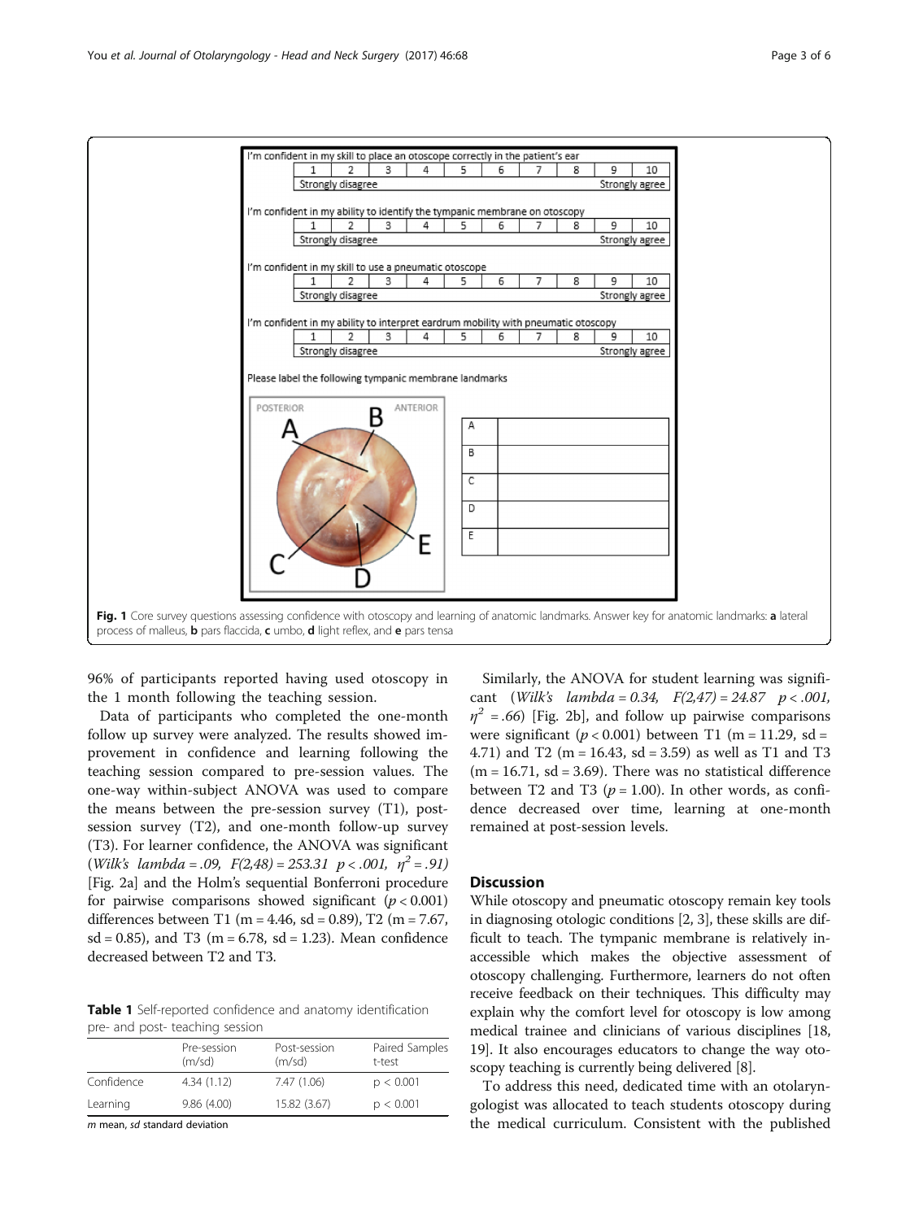I'm confident in my skill to place an otoscope correctly in the patient's ear

| 1 | 2 | 3 | 4 | 5 | 6 | 7 | 8 | 9 | 10 |
|---|---|---|---|---|---|---|---|---|---|
| Strongly disagree | | | | | | | | Strongly agree | |

I'm confident in my ability to identify the tympanic membrane on otoscopy

| 1 | 2 | 3 | 4 | 5 | 6 | 7 | 8 | 9 | 10 |
|---|---|---|---|---|---|---|---|---|---|
| Strongly disagree | | | | | | | | Strongly agree | |

I'm confident in my skill to use a pneumatic otoscope

| 1 | 2 | 3 | 4 | 5 | 6 | 7 | 8 | 9 | 10 |
|---|---|---|---|---|---|---|---|---|---|
| Strongly disagree | | | | | | | | Strongly agree | |

I'm confident in my ability to interpret eardrum mobility with pneumatic otoscopy

| 1 | 2 | 3 | 4 | 5 | 6 | 7 | 8 | 9 | 10 |
|---|---|---|---|---|---|---|---|---|---|
| Strongly disagree | | | | | | | | Strongly agree | |

Please label the following tympanic membrane landmarks

POSTERIOR ANTERIOR

| | |
|---|---|
| A | |
| B | |
| C | |
| D | |
| E | |

**Fig. 1** Core survey questions assessing confidence with otoscopy and learning of anatomic landmarks. Answer key for anatomic landmarks: **a** lateral process of malleus, **b** pars flaccida, **c** umbo, **d** light reflex, and **e** pars tensa

96% of participants reported having used otoscopy in the 1 month following the teaching session.

Data of participants who completed the one-month follow up survey were analyzed. The results showed improvement in confidence and learning following the teaching session compared to pre-session values. The one-way within-subject ANOVA was used to compare the means between the pre-session survey (T1), post-session survey (T2), and one-month follow-up survey (T3). For learner confidence, the ANOVA was significant (*Wilk's lambda* = .09, $F(2,48) = 253.31$ $p < .001$, $\eta^2 = .91$) [Fig. 2a] and the Holm's sequential Bonferroni procedure for pairwise comparisons showed significant ($p < 0.001$) differences between T1 (m = 4.46, sd = 0.89), T2 (m = 7.67, sd = 0.85), and T3 (m = 6.78, sd = 1.23). Mean confidence decreased between T2 and T3.

**Table 1** Self-reported confidence and anatomy identification pre- and post- teaching session

| | Pre-session (m/sd) | Post-session (m/sd) | Paired Samples t-test |
|---|---|---|---|
| Confidence | 4.34 (1.12) | 7.47 (1.06) | $p < 0.001$ |
| Learning | 9.86 (4.00) | 15.82 (3.67) | $p < 0.001$ |

*m* mean, *sd* standard deviation

Similarly, the ANOVA for student learning was significant (*Wilk's lambda* = 0.34, $F(2,47) = 24.87$ $p < .001$, $\eta^2 = .66$) [Fig. 2b], and follow up pairwise comparisons were significant ($p < 0.001$) between T1 (m = 11.29, sd = 4.71) and T2 (m = 16.43, sd = 3.59) as well as T1 and T3 (m = 16.71, sd = 3.69). There was no statistical difference between T2 and T3 ($p = 1.00$). In other words, as confidence decreased over time, learning at one-month remained at post-session levels.

## Discussion

While otoscopy and pneumatic otoscopy remain key tools in diagnosing otologic conditions [2, 3], these skills are difficult to teach. The tympanic membrane is relatively inaccessible which makes the objective assessment of otoscopy challenging. Furthermore, learners do not often receive feedback on their techniques. This difficulty may explain why the comfort level for otoscopy is low among medical trainee and clinicians of various disciplines [18, 19]. It also encourages educators to change the way otoscopy teaching is currently being delivered [8].

To address this need, dedicated time with an otolaryngologist was allocated to teach students otoscopy during the medical curriculum. Consistent with the published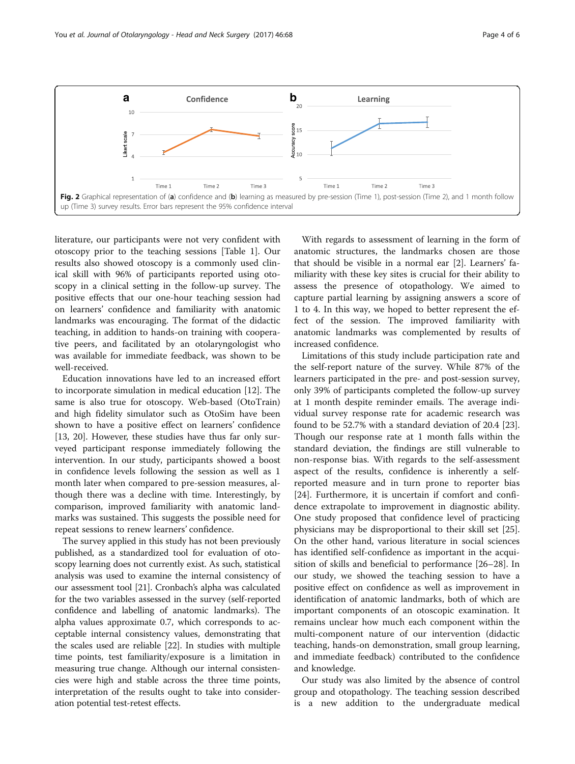Fig. 2 Graphical representation of (**a**) confidence and (**b**) learning as measured by pre-session (Time 1), post-session (Time 2), and 1 month follow up (Time 3) survey results. Error bars represent the 95% confidence interval

literature, our participants were not very confident with otoscopy prior to the teaching sessions [Table 1]. Our results also showed otoscopy is a commonly used clinical skill with 96% of participants reported using otoscopy in a clinical setting in the follow-up survey. The positive effects that our one-hour teaching session had on learners' confidence and familiarity with anatomic landmarks was encouraging. The format of the didactic teaching, in addition to hands-on training with cooperative peers, and facilitated by an otolaryngologist who was available for immediate feedback, was shown to be well-received.

Education innovations have led to an increased effort to incorporate simulation in medical education [12]. The same is also true for otoscopy. Web-based (OtoTrain) and high fidelity simulator such as OtoSim have been shown to have a positive effect on learners' confidence [13, 20]. However, these studies have thus far only surveyed participant response immediately following the intervention. In our study, participants showed a boost in confidence levels following the session as well as 1 month later when compared to pre-session measures, although there was a decline with time. Interestingly, by comparison, improved familiarity with anatomic landmarks was sustained. This suggests the possible need for repeat sessions to renew learners' confidence.

The survey applied in this study has not been previously published, as a standardized tool for evaluation of otoscopy learning does not currently exist. As such, statistical analysis was used to examine the internal consistency of our assessment tool [21]. Cronbach's alpha was calculated for the two variables assessed in the survey (self-reported confidence and labelling of anatomic landmarks). The alpha values approximate 0.7, which corresponds to acceptable internal consistency values, demonstrating that the scales used are reliable [22]. In studies with multiple time points, test familiarity/exposure is a limitation in measuring true change. Although our internal consistencies were high and stable across the three time points, interpretation of the results ought to take into consideration potential test-retest effects.

With regards to assessment of learning in the form of anatomic structures, the landmarks chosen are those that should be visible in a normal ear [2]. Learners' familiarity with these key sites is crucial for their ability to assess the presence of otopathology. We aimed to capture partial learning by assigning answers a score of 1 to 4. In this way, we hoped to better represent the effect of the session. The improved familiarity with anatomic landmarks was complemented by results of increased confidence.

Limitations of this study include participation rate and the self-report nature of the survey. While 87% of the learners participated in the pre- and post-session survey, only 39% of participants completed the follow-up survey at 1 month despite reminder emails. The average individual survey response rate for academic research was found to be 52.7% with a standard deviation of 20.4 [23]. Though our response rate at 1 month falls within the standard deviation, the findings are still vulnerable to non-response bias. With regards to the self-assessment aspect of the results, confidence is inherently a self-reported measure and in turn prone to reporter bias [24]. Furthermore, it is uncertain if comfort and confidence extrapolate to improvement in diagnostic ability. One study proposed that confidence level of practicing physicians may be disproportional to their skill set [25]. On the other hand, various literature in social sciences has identified self-confidence as important in the acquisition of skills and beneficial to performance [26–28]. In our study, we showed the teaching session to have a positive effect on confidence as well as improvement in identification of anatomic landmarks, both of which are important components of an otoscopic examination. It remains unclear how much each component within the multi-component nature of our intervention (didactic teaching, hands-on demonstration, small group learning, and immediate feedback) contributed to the confidence and knowledge.

Our study was also limited by the absence of control group and otopathology. The teaching session described is a new addition to the undergraduate medical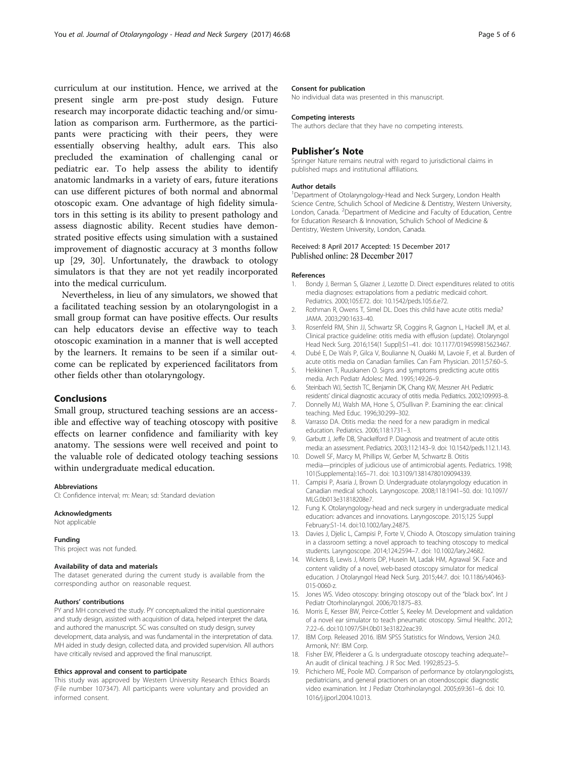curriculum at our institution. Hence, we arrived at the present single arm pre-post study design. Future research may incorporate didactic teaching and/or simulation as comparison arm. Furthermore, as the participants were practicing with their peers, they were essentially observing healthy, adult ears. This also precluded the examination of challenging canal or pediatric ear. To help assess the ability to identify anatomic landmarks in a variety of ears, future iterations can use different pictures of both normal and abnormal otoscopic exam. One advantage of high fidelity simulators in this setting is its ability to present pathology and assess diagnostic ability. Recent studies have demonstrated positive effects using simulation with a sustained improvement of diagnostic accuracy at 3 months follow up [29, 30]. Unfortunately, the drawback to otology simulators is that they are not yet readily incorporated into the medical curriculum.

Nevertheless, in lieu of any simulators, we showed that a facilitated teaching session by an otolaryngologist in a small group format can have positive effects. Our results can help educators devise an effective way to teach otoscopic examination in a manner that is well accepted by the learners. It remains to be seen if a similar outcome can be replicated by experienced facilitators from other fields other than otolaryngology.

## Conclusions

Small group, structured teaching sessions are an accessible and effective way of teaching otoscopy with positive effects on learner confidence and familiarity with key anatomy. The sessions were well received and point to the valuable role of dedicated otology teaching sessions within undergraduate medical education.

#### Abbreviations

CI: Confidence interval; m: Mean; sd: Standard deviation

#### Acknowledgments

Not applicable

#### Funding

This project was not funded.

#### Availability of data and materials

The dataset generated during the current study is available from the corresponding author on reasonable request.

#### Authors' contributions

PY and MH conceived the study. PY conceptualized the initial questionnaire and study design, assisted with acquisition of data, helped interpret the data, and authored the manuscript. SC was consulted on study design, survey development, data analysis, and was fundamental in the interpretation of data. MH aided in study design, collected data, and provided supervision. All authors have critically revised and approved the final manuscript.

#### Ethics approval and consent to participate

This study was approved by Western University Research Ethics Boards (File number 107347). All participants were voluntary and provided an informed consent.

#### Consent for publication

No individual data was presented in this manuscript.

#### Competing interests

The authors declare that they have no competing interests.

## Publisher's Note

Springer Nature remains neutral with regard to jurisdictional claims in published maps and institutional affiliations.

#### Author details

[1]Department of Otolaryngology-Head and Neck Surgery, London Health Science Centre, Schulich School of Medicine & Dentistry, Western University, London, Canada. [2]Department of Medicine and Faculty of Education, Centre for Education Research & Innovation, Schulich School of Medicine & Dentistry, Western University, London, Canada.

Received: 8 April 2017 Accepted: 15 December 2017
Published online: 28 December 2017

#### References

1. Bondy J, Berman S, Glazner J, Lezotte D. Direct expenditures related to otitis media diagnoses: extrapolations from a pediatric medicaid cohort. Pediatrics. 2000;105:E72. doi: 10.1542/peds.105.6.e72.
2. Rothman R, Owens T, Simel DL. Does this child have acute otitis media? JAMA. 2003;290:1633–40.
3. Rosenfeld RM, Shin JJ, Schwartz SR, Coggins R, Gagnon L, Hackell JM, et al. Clinical practice guideline: otitis media with effusion (update). Otolaryngol Head Neck Surg. 2016;154(1 Suppl):S1–41. doi: 10.1177/0194599815623467.
4. Dubé E, De Wals P, Gilca V, Boulianne N, Ouakki M, Lavoie F, et al. Burden of acute otitis media on Canadian families. Can Fam Physician. 2011;57:60–5.
5. Heikkinen T, Ruuskanen O. Signs and symptoms predicting acute otitis media. Arch Pediatr Adolesc Med. 1995;149:26–9.
6. Steinbach WJ, Sectish TC, Benjamin DK, Chang KW, Messner AH. Pediatric residents' clinical diagnostic accuracy of otitis media. Pediatrics. 2002;109:993–8.
7. Donnelly MJ, Walsh MA, Hone S, O'Sullivan P. Examining the ear: clinical teaching. Med Educ. 1996;30:299–302.
8. Varrasso DA. Otitis media: the need for a new paradigm in medical education. Pediatrics. 2006;118:1731–3.
9. Garbutt J, Jeffe DB, Shackelford P. Diagnosis and treatment of acute otitis media: an assessment. Pediatrics. 2003;112:143–9. doi: 10.1542/peds.112.1.143.
10. Dowell SF, Marcy M, Phillips W, Gerber M, Schwartz B. Otitis media—principles of judicious use of antimicrobial agents. Pediatrics. 1998; 101(Supplementa):165–71. doi: 10.3109/13814780109094339.
11. Campisi P, Asaria J, Brown D. Undergraduate otolaryngology education in Canadian medical schools. Laryngoscope. 2008;118:1941–50. doi: 10.1097/MLG.0b013e31818208e7.
12. Fung K. Otolaryngology-head and neck surgery in undergraduate medical education: advances and innovations. Laryngoscope. 2015;125 Suppl February:S1-14. doi:10.1002/lary.24875.
13. Davies J, Djelic L, Campisi P, Forte V, Chiodo A. Otoscopy simulation training in a classroom setting: a novel approach to teaching otoscopy to medical students. Laryngoscope. 2014;124:2594–7. doi: 10.1002/lary.24682.
14. Wickens B, Lewis J, Morris DP, Husein M, Ladak HM, Agrawal SK. Face and content validity of a novel, web-based otoscopy simulator for medical education. J Otolaryngol Head Neck Surg. 2015;44:7. doi: 10.1186/s40463-015-0060-z.
15. Jones WS. Video otoscopy: bringing otoscopy out of the "black box". Int J Pediatr Otorhinolaryngol. 2006;70:1875–83.
16. Morris E, Kesser BW, Peirce-Cottler S, Keeley M. Development and validation of a novel ear simulator to teach pneumatic otoscopy. Simul Healthc. 2012; 7:22–6. doi:10.1097/SIH.0b013e31822eac39.
17. IBM Corp. Released 2016. IBM SPSS Statistics for Windows, Version 24.0. Armonk, NY: IBM Corp.
18. Fisher EW, Pfleiderer a G. Is undergraduate otoscopy teaching adequate?– An audit of clinical teaching. J R Soc Med. 1992;85:23–5.
19. Pichichero ME, Poole MD. Comparison of performance by otolaryngologists, pediatricians, and general practioners on an otoendoscopic diagnostic video examination. Int J Pediatr Otorhinolaryngol. 2005;69:361–6. doi: 10.1016/j.ijporl.2004.10.013.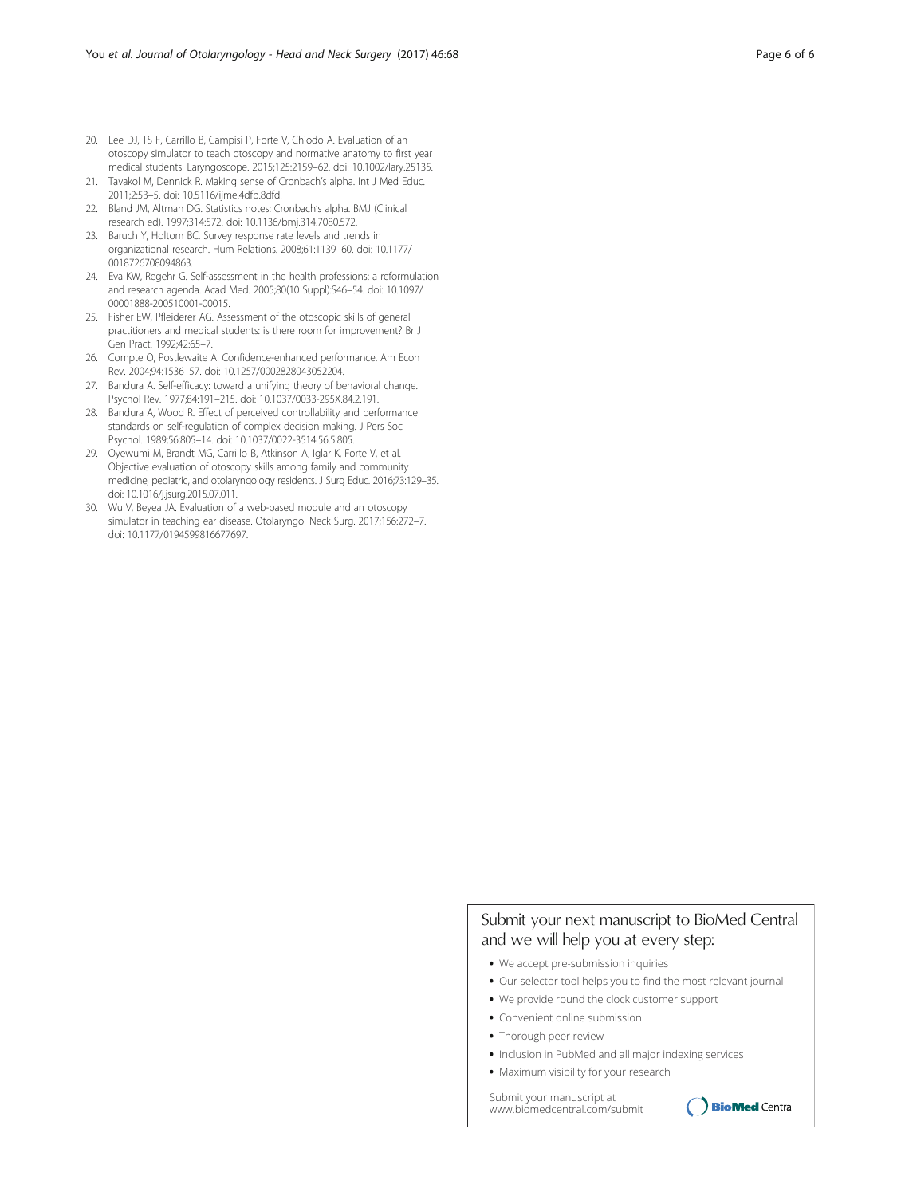20. Lee DJ, TS F, Carrillo B, Campisi P, Forte V, Chiodo A. Evaluation of an otoscopy simulator to teach otoscopy and normative anatomy to first year medical students. Laryngoscope. 2015;125:2159–62. doi: 10.1002/lary.25135.
21. Tavakol M, Dennick R. Making sense of Cronbach's alpha. Int J Med Educ. 2011;2:53–5. doi: 10.5116/ijme.4dfb.8dfd.
22. Bland JM, Altman DG. Statistics notes: Cronbach's alpha. BMJ (Clinical research ed). 1997;314:572. doi: 10.1136/bmj.314.7080.572.
23. Baruch Y, Holtom BC. Survey response rate levels and trends in organizational research. Hum Relations. 2008;61:1139–60. doi: 10.1177/0018726708094863.
24. Eva KW, Regehr G. Self-assessment in the health professions: a reformulation and research agenda. Acad Med. 2005;80(10 Suppl):S46–54. doi: 10.1097/00001888-200510001-00015.
25. Fisher EW, Pfleiderer AG. Assessment of the otoscopic skills of general practitioners and medical students: is there room for improvement? Br J Gen Pract. 1992;42:65–7.
26. Compte O, Postlewaite A. Confidence-enhanced performance. Am Econ Rev. 2004;94:1536–57. doi: 10.1257/0002828043052204.
27. Bandura A. Self-efficacy: toward a unifying theory of behavioral change. Psychol Rev. 1977;84:191–215. doi: 10.1037/0033-295X.84.2.191.
28. Bandura A, Wood R. Effect of perceived controllability and performance standards on self-regulation of complex decision making. J Pers Soc Psychol. 1989;56:805–14. doi: 10.1037/0022-3514.56.5.805.
29. Oyewumi M, Brandt MG, Carrillo B, Atkinson A, Iglar K, Forte V, et al. Objective evaluation of otoscopy skills among family and community medicine, pediatric, and otolaryngology residents. J Surg Educ. 2016;73:129–35. doi: 10.1016/j.jsurg.2015.07.011.
30. Wu V, Beyea JA. Evaluation of a web-based module and an otoscopy simulator in teaching ear disease. Otolaryngol Neck Surg. 2017;156:272–7. doi: 10.1177/0194599816677697.

Submit your next manuscript to BioMed Central and we will help you at every step:

- We accept pre-submission inquiries
- Our selector tool helps you to find the most relevant journal
- We provide round the clock customer support
- Convenient online submission
- Thorough peer review
- Inclusion in PubMed and all major indexing services
- Maximum visibility for your research

Submit your manuscript at www.biomedcentral.com/submit

BioMed Central